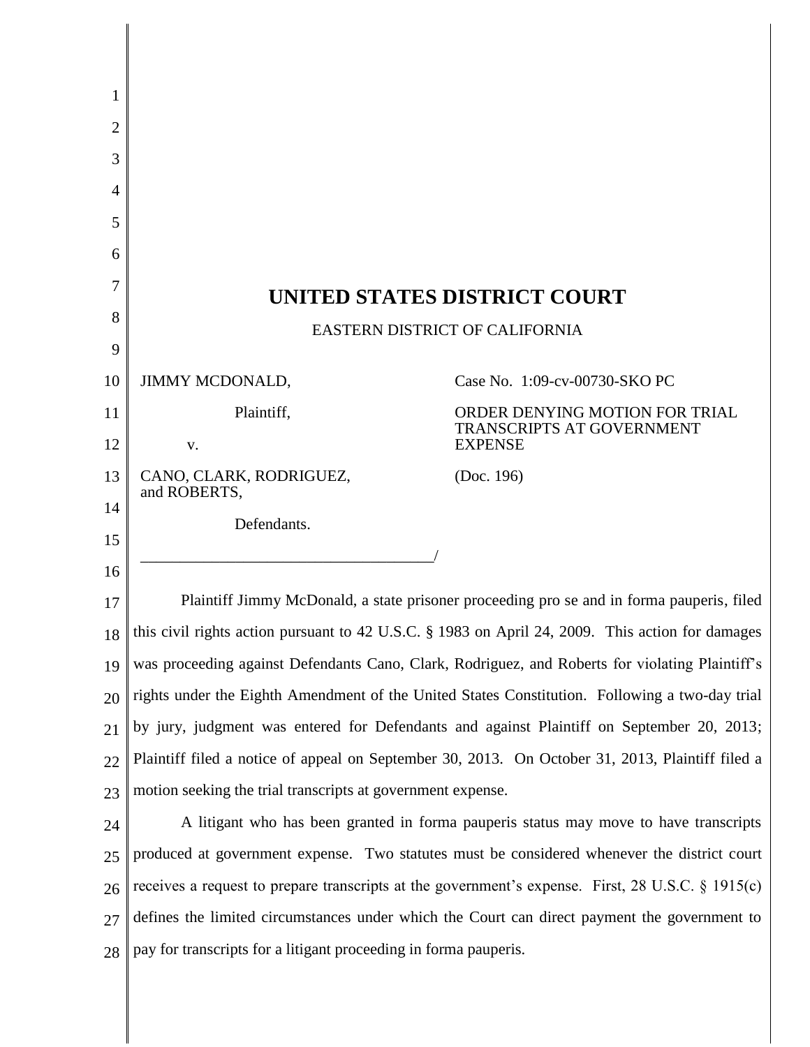# UNITED STATES DISTRICT COURT

EASTERN DISTRICT OF CALIFORNIA

| | |
|---|---|
| JIMMY MCDONALD,<br><br>Plaintiff,<br><br>v.<br><br>CANO, CLARK, RODRIGUEZ, and ROBERTS,<br><br>Defendants. | Case No. 1:09-cv-00730-SKO PC<br><br>ORDER DENYING MOTION FOR TRIAL TRANSCRIPTS AT GOVERNMENT EXPENSE<br><br>(Doc. 196) |

Plaintiff Jimmy McDonald, a state prisoner proceeding pro se and in forma pauperis, filed this civil rights action pursuant to 42 U.S.C. § 1983 on April 24, 2009. This action for damages was proceeding against Defendants Cano, Clark, Rodriguez, and Roberts for violating Plaintiff's rights under the Eighth Amendment of the United States Constitution. Following a two-day trial by jury, judgment was entered for Defendants and against Plaintiff on September 20, 2013; Plaintiff filed a notice of appeal on September 30, 2013. On October 31, 2013, Plaintiff filed a motion seeking the trial transcripts at government expense.

A litigant who has been granted in forma pauperis status may move to have transcripts produced at government expense. Two statutes must be considered whenever the district court receives a request to prepare transcripts at the government's expense. First, 28 U.S.C. § 1915(c) defines the limited circumstances under which the Court can direct payment the government to pay for transcripts for a litigant proceeding in forma pauperis.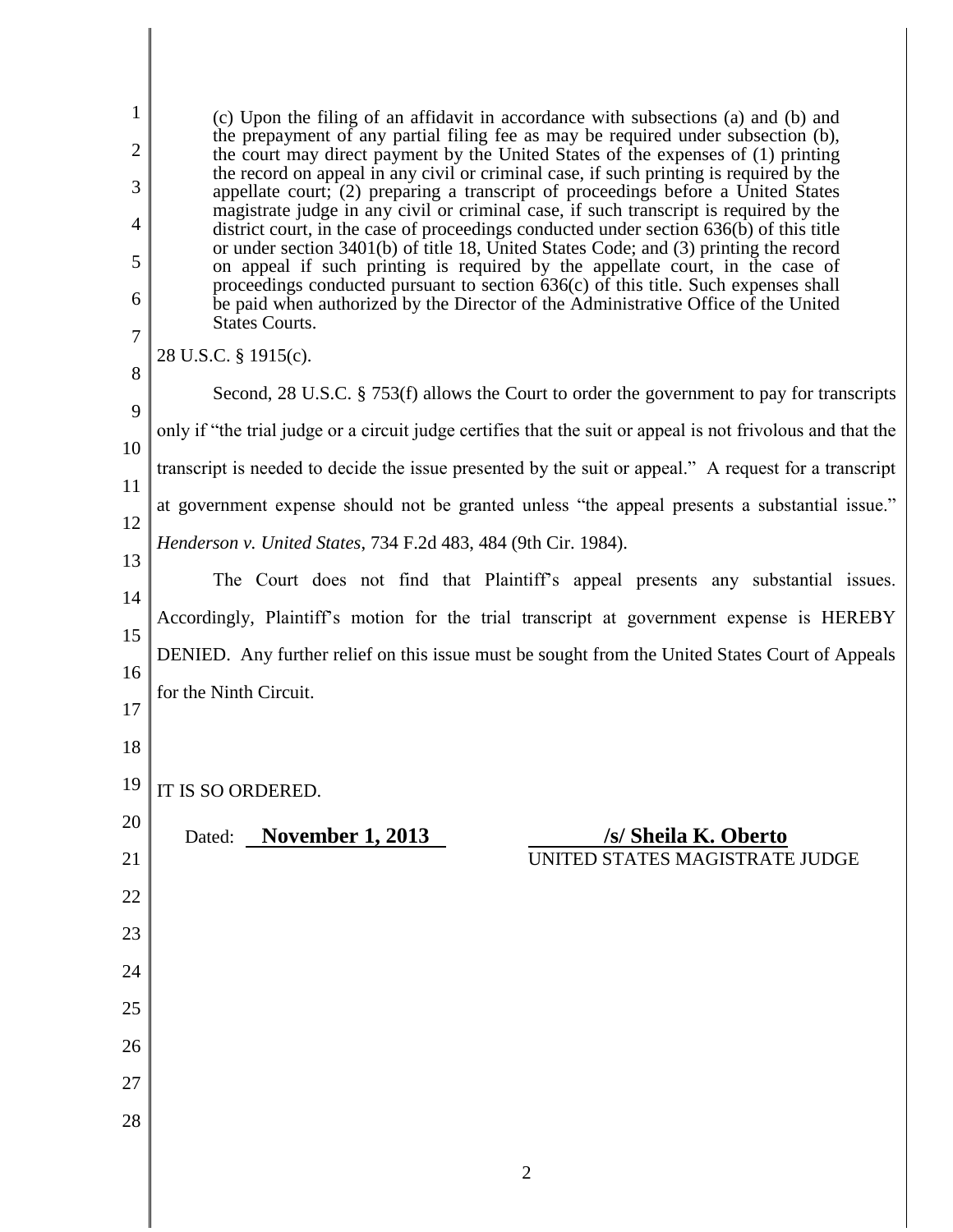> (c) Upon the filing of an affidavit in accordance with subsections (a) and (b) and the prepayment of any partial filing fee as may be required under subsection (b), the court may direct payment by the United States of the expenses of (1) printing the record on appeal in any civil or criminal case, if such printing is required by the appellate court; (2) preparing a transcript of proceedings before a United States magistrate judge in any civil or criminal case, if such transcript is required by the district court, in the case of proceedings conducted under section 636(b) of this title or under section 3401(b) of title 18, United States Code; and (3) printing the record on appeal if such printing is required by the appellate court, in the case of proceedings conducted pursuant to section 636(c) of this title. Such expenses shall be paid when authorized by the Director of the Administrative Office of the United States Courts.

28 U.S.C. § 1915(c).

Second, 28 U.S.C. § 753(f) allows the Court to order the government to pay for transcripts only if "the trial judge or a circuit judge certifies that the suit or appeal is not frivolous and that the transcript is needed to decide the issue presented by the suit or appeal." A request for a transcript at government expense should not be granted unless "the appeal presents a substantial issue." *Henderson v. United States*, 734 F.2d 483, 484 (9th Cir. 1984).

The Court does not find that Plaintiff's appeal presents any substantial issues. Accordingly, Plaintiff's motion for the trial transcript at government expense is HEREBY DENIED. Any further relief on this issue must be sought from the United States Court of Appeals for the Ninth Circuit.

IT IS SO ORDERED.

Dated: **November 1, 2013**

**/s/ Sheila K. Oberto**
UNITED STATES MAGISTRATE JUDGE